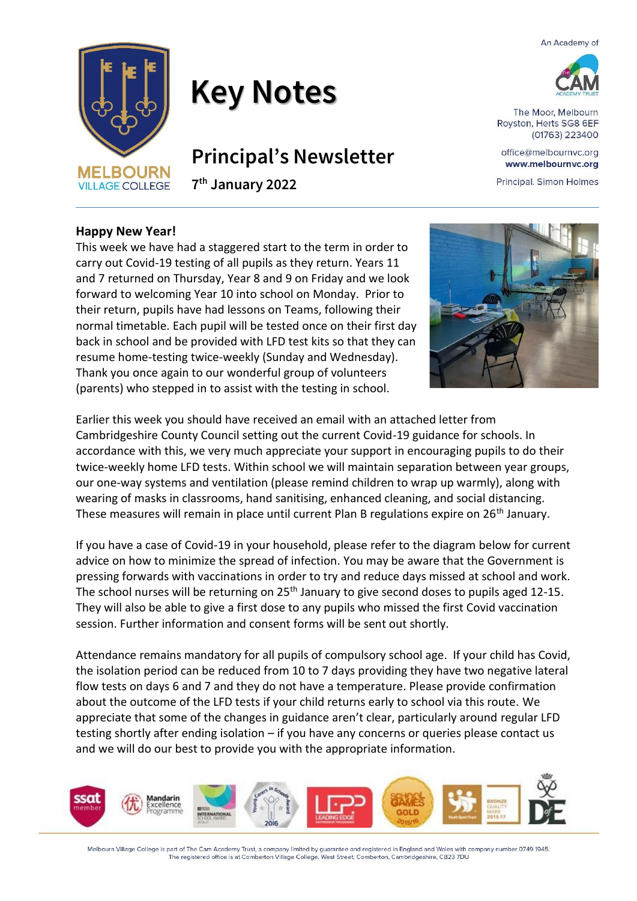# Key Notes

## Principal's Newsletter

**7th January 2022**

An Academy of The Cam Academy Trust

The Moor, Melbourn
Royston, Herts SG8 6EF
(01763) 223400

office@melbournvc.org
**www.melbournvc.org**

Principal. Simon Holmes

### Happy New Year!

This week we have had a staggered start to the term in order to carry out Covid-19 testing of all pupils as they return. Years 11 and 7 returned on Thursday, Year 8 and 9 on Friday and we look forward to welcoming Year 10 into school on Monday. Prior to their return, pupils have had lessons on Teams, following their normal timetable. Each pupil will be tested once on their first day back in school and be provided with LFD test kits so that they can resume home-testing twice-weekly (Sunday and Wednesday). Thank you once again to our wonderful group of volunteers (parents) who stepped in to assist with the testing in school.

Earlier this week you should have received an email with an attached letter from Cambridgeshire County Council setting out the current Covid-19 guidance for schools. In accordance with this, we very much appreciate your support in encouraging pupils to do their twice-weekly home LFD tests. Within school we will maintain separation between year groups, our one-way systems and ventilation (please remind children to wrap up warmly), along with wearing of masks in classrooms, hand sanitising, enhanced cleaning, and social distancing. These measures will remain in place until current Plan B regulations expire on 26th January.

If you have a case of Covid-19 in your household, please refer to the diagram below for current advice on how to minimize the spread of infection. You may be aware that the Government is pressing forwards with vaccinations in order to try and reduce days missed at school and work. The school nurses will be returning on 25th January to give second doses to pupils aged 12-15. They will also be able to give a first dose to any pupils who missed the first Covid vaccination session. Further information and consent forms will be sent out shortly.

Attendance remains mandatory for all pupils of compulsory school age. If your child has Covid, the isolation period can be reduced from 10 to 7 days providing they have two negative lateral flow tests on days 6 and 7 and they do not have a temperature. Please provide confirmation about the outcome of the LFD tests if your child returns early to school via this route. We appreciate that some of the changes in guidance aren't clear, particularly around regular LFD testing shortly after ending isolation – if you have any concerns or queries please contact us and we will do our best to provide you with the appropriate information.

Melbourn Village College is part of The Cam Academy Trust, a company limited by guarantee and registered in England and Wales with company number 0749 1945. The registered office is at Comberton Village College, West Street, Comberton, Cambridgeshire, CB23 7DU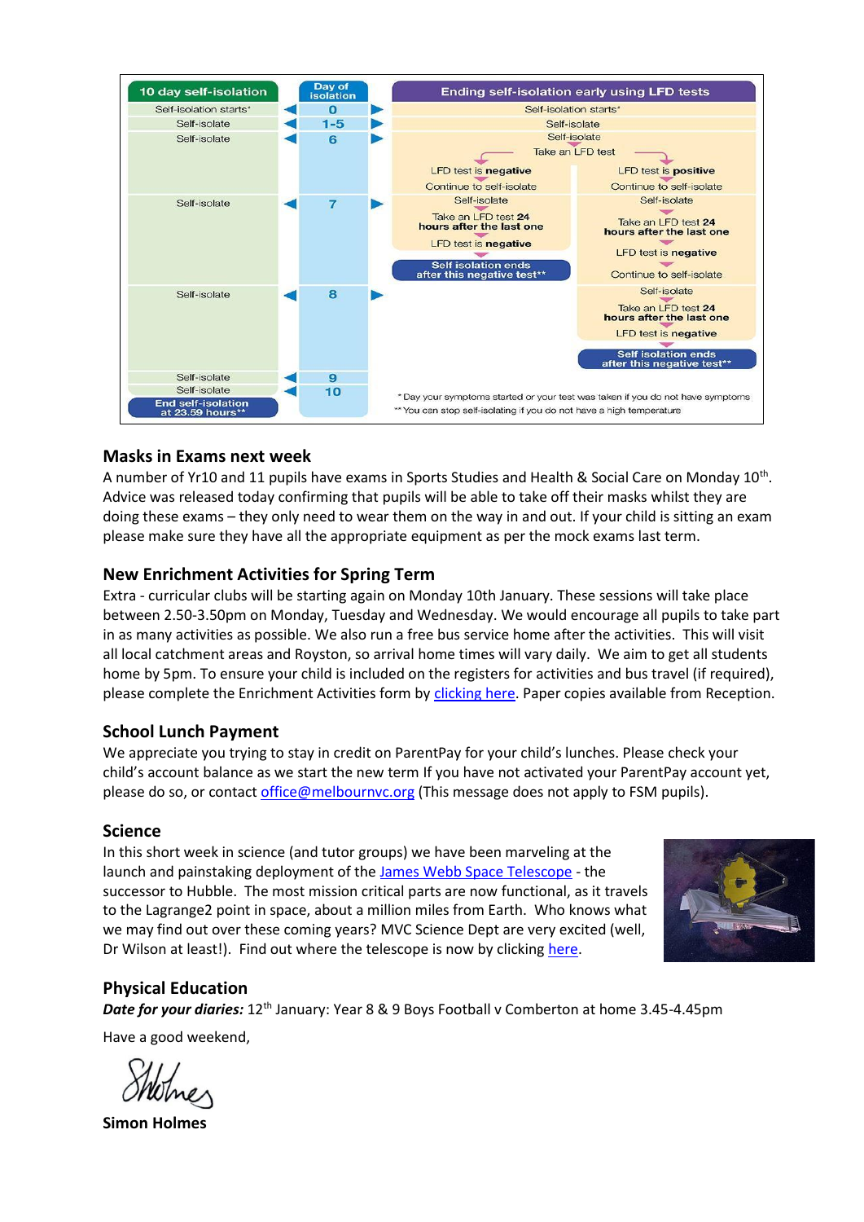| 10 day self-isolation | Day of isolation | Ending self-isolation early using LFD tests | |
|---|---|---|---|
| Self-isolation starts* | 0 | Self-isolation starts* | |
| Self-isolate | 1-5 | Self-isolate | |
| Self-isolate | 6 | Self-isolate<br>Take an LFD test | |
| | | LFD test is **negative**<br>Continue to self-isolate | LFD test is **positive**<br>Continue to self-isolate |
| Self-isolate | 7 | Self-isolate<br>Take an LFD test **24 hours after the last one**<br>LFD test is **negative**<br>**Self isolation ends after this negative test**\*\* | Self-isolate<br>Take an LFD test **24 hours after the last one**<br>LFD test is **negative**<br>Continue to self-isolate |
| Self-isolate | 8 | | Self-isolate<br>Take an LFD test **24 hours after the last one**<br>LFD test is **negative**<br>**Self isolation ends after this negative test**\*\* |
| Self-isolate | 9 | | |
| Self-isolate | 10 | | |
| **End self-isolation at 23.59 hours**\*\* | | | |

\* Day your symptoms started or your test was taken if you do not have symptoms
\*\* You can stop self-isolating if you do not have a high temperature

## Masks in Exams next week

A number of Yr10 and 11 pupils have exams in Sports Studies and Health & Social Care on Monday 10th. Advice was released today confirming that pupils will be able to take off their masks whilst they are doing these exams – they only need to wear them on the way in and out. If your child is sitting an exam please make sure they have all the appropriate equipment as per the mock exams last term.

## New Enrichment Activities for Spring Term

Extra - curricular clubs will be starting again on Monday 10th January. These sessions will take place between 2.50-3.50pm on Monday, Tuesday and Wednesday. We would encourage all pupils to take part in as many activities as possible. We also run a free bus service home after the activities. This will visit all local catchment areas and Royston, so arrival home times will vary daily. We aim to get all students home by 5pm. To ensure your child is included on the registers for activities and bus travel (if required), please complete the Enrichment Activities form by clicking here. Paper copies available from Reception.

## School Lunch Payment

We appreciate you trying to stay in credit on ParentPay for your child's lunches. Please check your child's account balance as we start the new term If you have not activated your ParentPay account yet, please do so, or contact office@melbournvc.org (This message does not apply to FSM pupils).

## Science

In this short week in science (and tutor groups) we have been marveling at the launch and painstaking deployment of the James Webb Space Telescope - the successor to Hubble. The most mission critical parts are now functional, as it travels to the Lagrange2 point in space, about a million miles from Earth. Who knows what we may find out over these coming years? MVC Science Dept are very excited (well, Dr Wilson at least!). Find out where the telescope is now by clicking here.

## Physical Education

***Date for your diaries:*** 12th January: Year 8 & 9 Boys Football v Comberton at home 3.45-4.45pm

Have a good weekend,

**Simon Holmes**